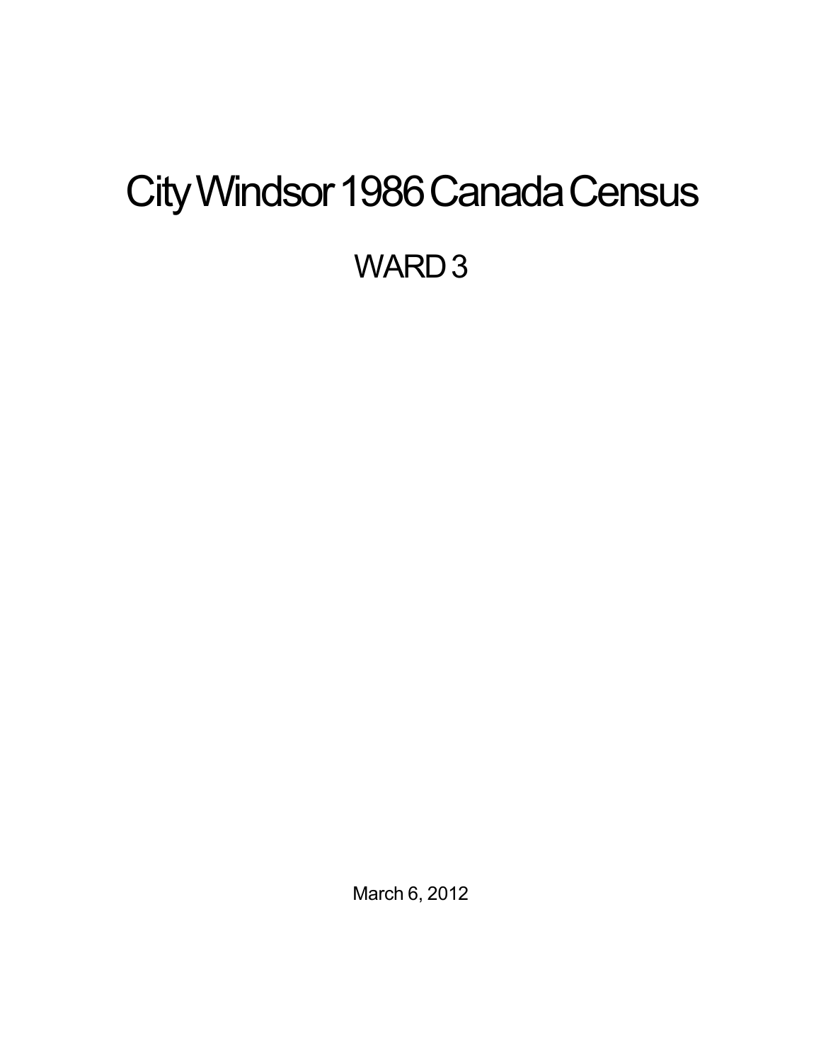# City Windsor 1986 Canada Census

## WARD 3

March 6, 2012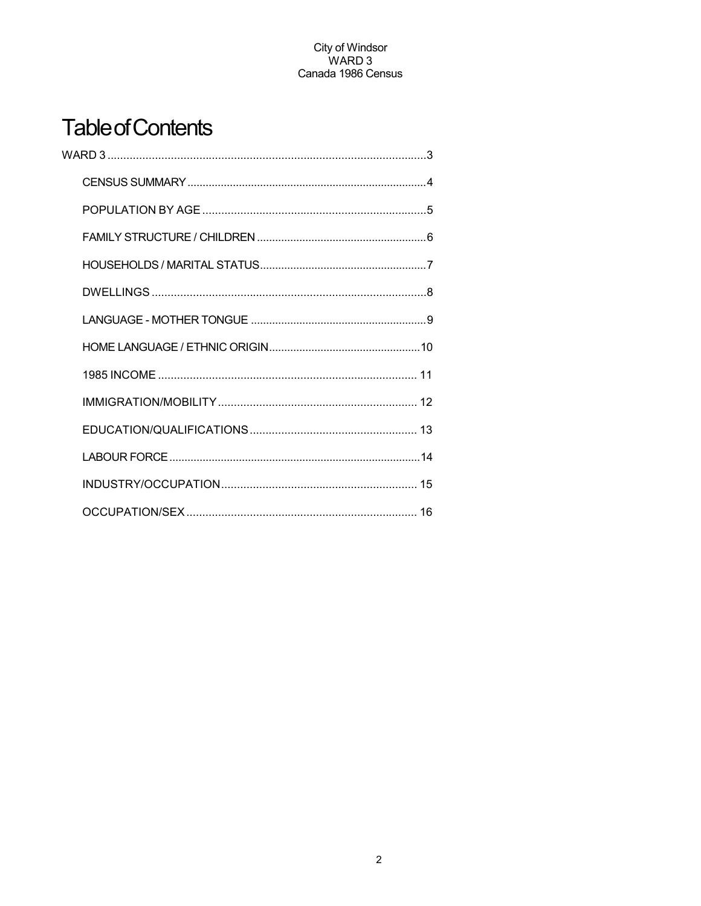# Table of Contents

WARD 3 ....................................................................................................3

- CENSUS SUMMARY ............................................................................4
- POPULATION BY AGE ......................................................................5
- FAMILY STRUCTURE / CHILDREN .......................................................6
- HOUSEHOLDS / MARITAL STATUS......................................................7
- DWELLINGS .......................................................................................8
- LANGUAGE - MOTHER TONGUE .........................................................9
- HOME LANGUAGE / ETHNIC ORIGIN.................................................10
- 1985 INCOME .................................................................................. 11
- IMMIGRATION/MOBILITY ............................................................... 12
- EDUCATION/QUALIFICATIONS .................................................... 13
- LABOUR FORCE .................................................................................14
- INDUSTRY/OCCUPATION .............................................................. 15
- OCCUPATION/SEX ......................................................................... 16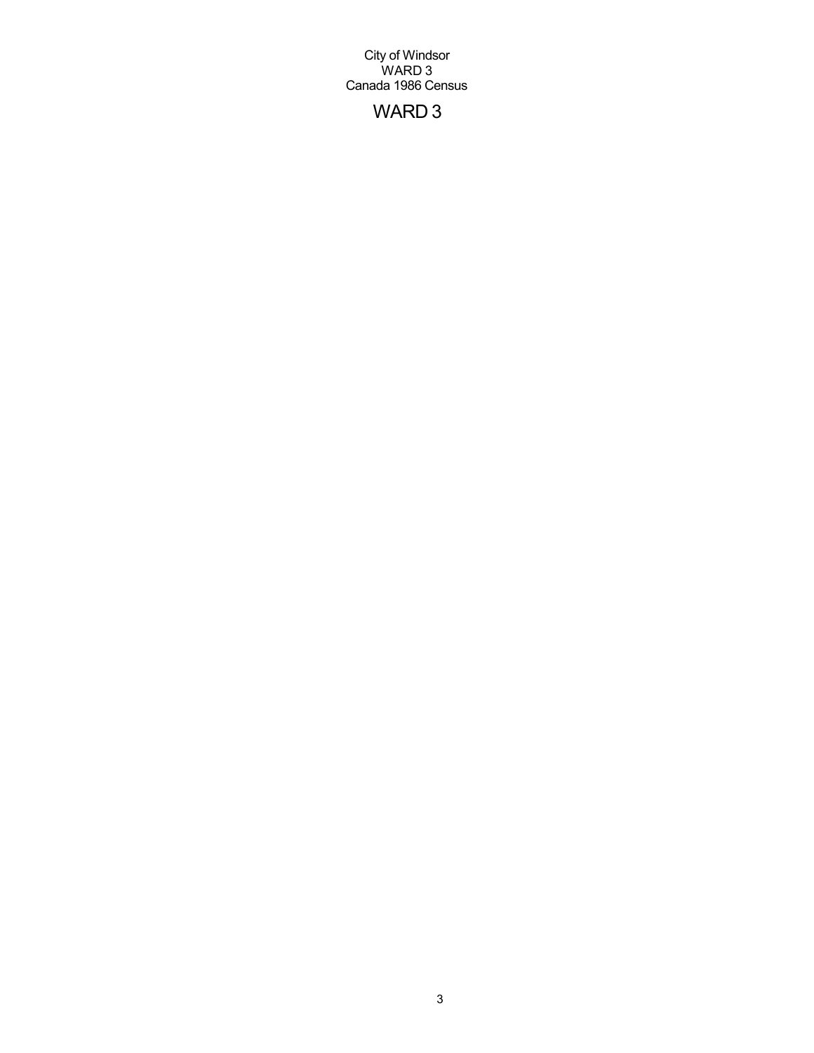City of Windsor
WARD 3
Canada 1986 Census

# WARD 3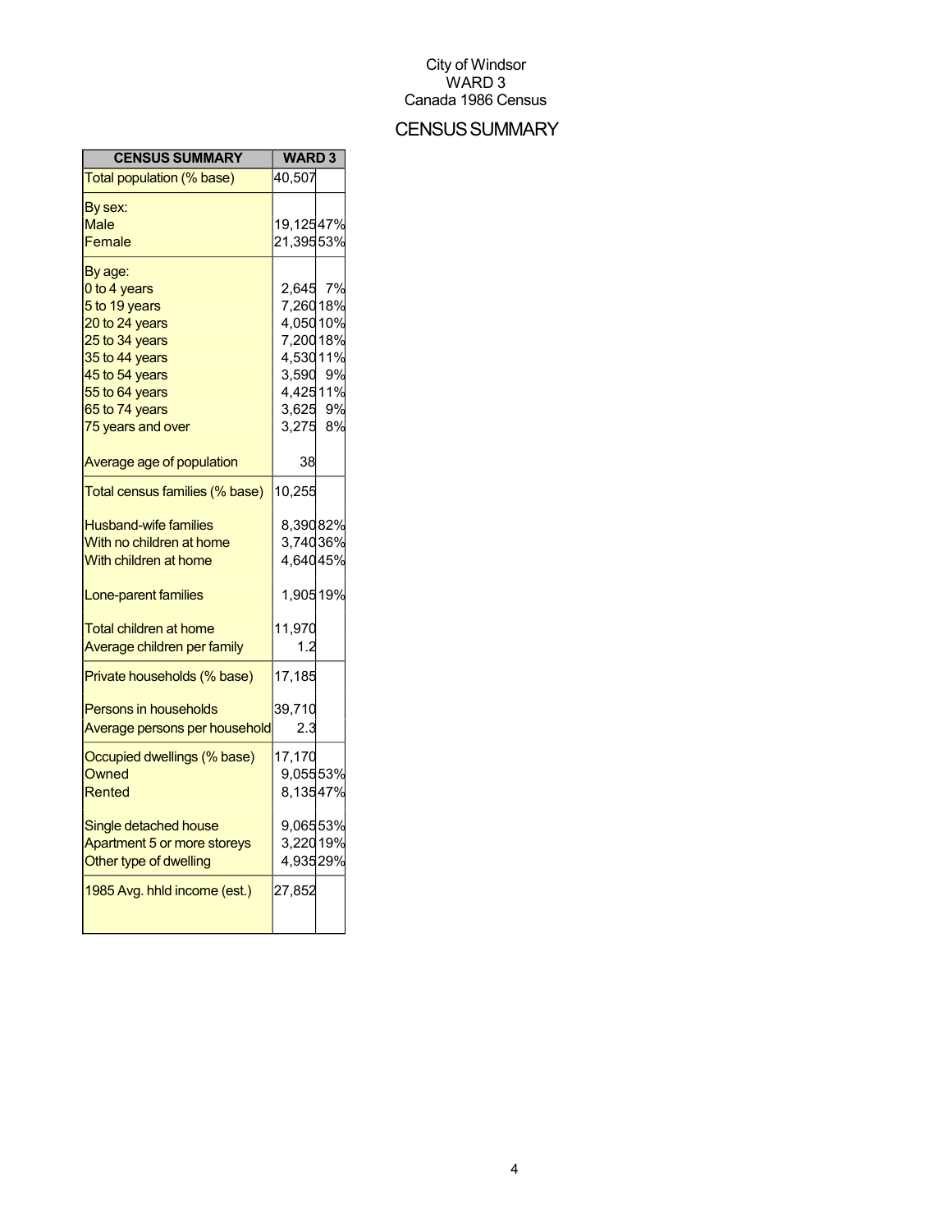City of Windsor
WARD 3
Canada 1986 Census

# CENSUS SUMMARY

| CENSUS SUMMARY | WARD 3 | |
|---|---|---|
| Total population (% base) | 40,507 | |
| By sex: | | |
| Male | 19,125 | 47% |
| Female | 21,395 | 53% |
| By age: | | |
| 0 to 4 years | 2,645 | 7% |
| 5 to 19 years | 7,260 | 18% |
| 20 to 24 years | 4,050 | 10% |
| 25 to 34 years | 7,200 | 18% |
| 35 to 44 years | 4,530 | 11% |
| 45 to 54 years | 3,590 | 9% |
| 55 to 64 years | 4,425 | 11% |
| 65 to 74 years | 3,625 | 9% |
| 75 years and over | 3,275 | 8% |
| Average age of population | 38 | |
| Total census families (% base) | 10,255 | |
| Husband-wife families | 8,390 | 82% |
| With no children at home | 3,740 | 36% |
| With children at home | 4,640 | 45% |
| Lone-parent families | 1,905 | 19% |
| Total children at home | 11,970 | |
| Average children per family | 1.2 | |
| Private households (% base) | 17,185 | |
| Persons in households | 39,710 | |
| Average persons per household | 2.3 | |
| Occupied dwellings (% base) | 17,170 | |
| Owned | 9,055 | 53% |
| Rented | 8,135 | 47% |
| Single detached house | 9,065 | 53% |
| Apartment 5 or more storeys | 3,220 | 19% |
| Other type of dwelling | 4,935 | 29% |
| 1985 Avg. hhld income (est.) | 27,852 | |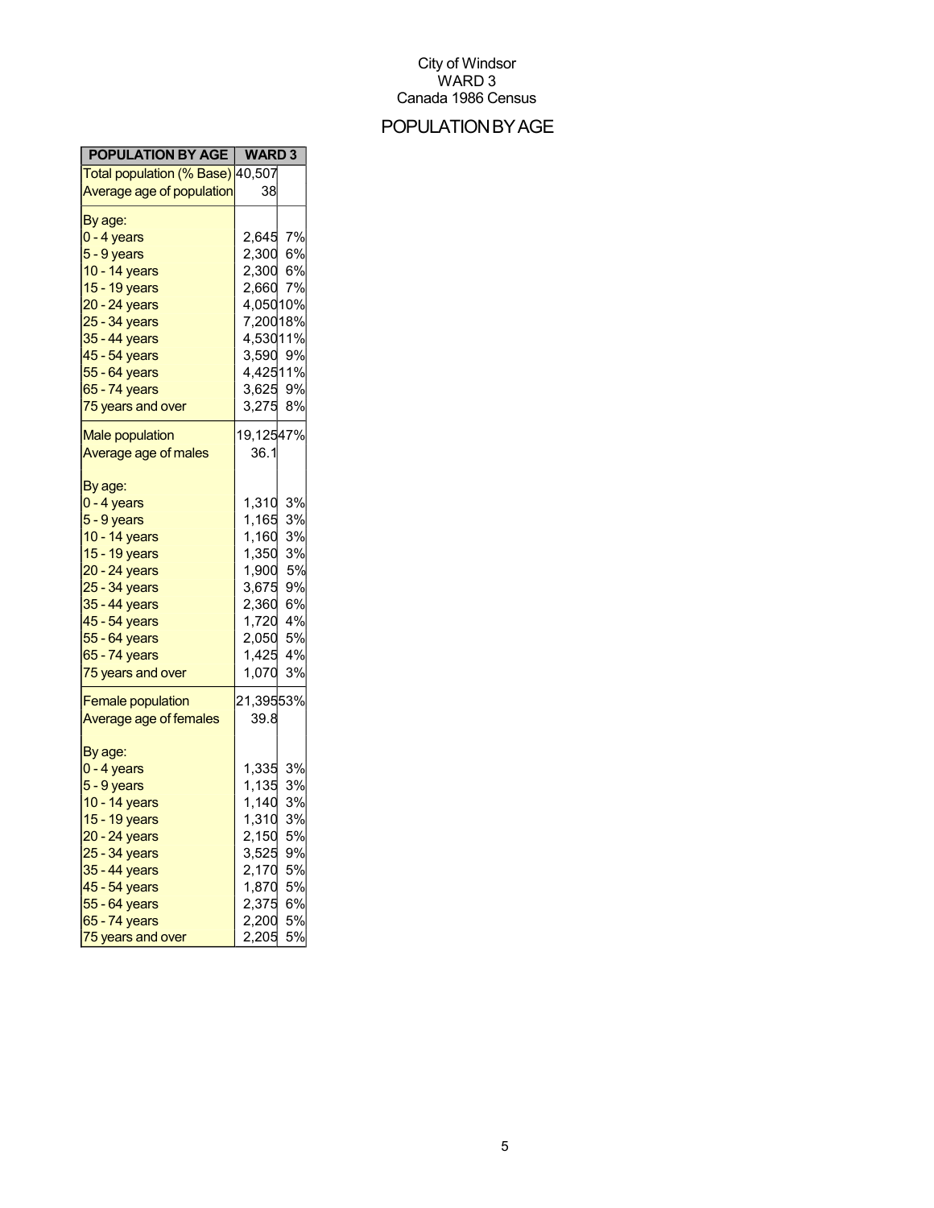City of Windsor
WARD 3
Canada 1986 Census

# POPULATION BY AGE

| POPULATION BY AGE | WARD 3 | |
|---|---|---|
| Total population (% Base) | 40,507 | |
| Average age of population | 38 | |
| By age: | | |
| 0 - 4 years | 2,645 | 7% |
| 5 - 9 years | 2,300 | 6% |
| 10 - 14 years | 2,300 | 6% |
| 15 - 19 years | 2,660 | 7% |
| 20 - 24 years | 4,050 | 10% |
| 25 - 34 years | 7,200 | 18% |
| 35 - 44 years | 4,530 | 11% |
| 45 - 54 years | 3,590 | 9% |
| 55 - 64 years | 4,425 | 11% |
| 65 - 74 years | 3,625 | 9% |
| 75 years and over | 3,275 | 8% |
| Male population | 19,125 | 47% |
| Average age of males | 36.1 | |
| By age: | | |
| 0 - 4 years | 1,310 | 3% |
| 5 - 9 years | 1,165 | 3% |
| 10 - 14 years | 1,160 | 3% |
| 15 - 19 years | 1,350 | 3% |
| 20 - 24 years | 1,900 | 5% |
| 25 - 34 years | 3,675 | 9% |
| 35 - 44 years | 2,360 | 6% |
| 45 - 54 years | 1,720 | 4% |
| 55 - 64 years | 2,050 | 5% |
| 65 - 74 years | 1,425 | 4% |
| 75 years and over | 1,070 | 3% |
| Female population | 21,395 | 53% |
| Average age of females | 39.8 | |
| By age: | | |
| 0 - 4 years | 1,335 | 3% |
| 5 - 9 years | 1,135 | 3% |
| 10 - 14 years | 1,140 | 3% |
| 15 - 19 years | 1,310 | 3% |
| 20 - 24 years | 2,150 | 5% |
| 25 - 34 years | 3,525 | 9% |
| 35 - 44 years | 2,170 | 5% |
| 45 - 54 years | 1,870 | 5% |
| 55 - 64 years | 2,375 | 6% |
| 65 - 74 years | 2,200 | 5% |
| 75 years and over | 2,205 | 5% |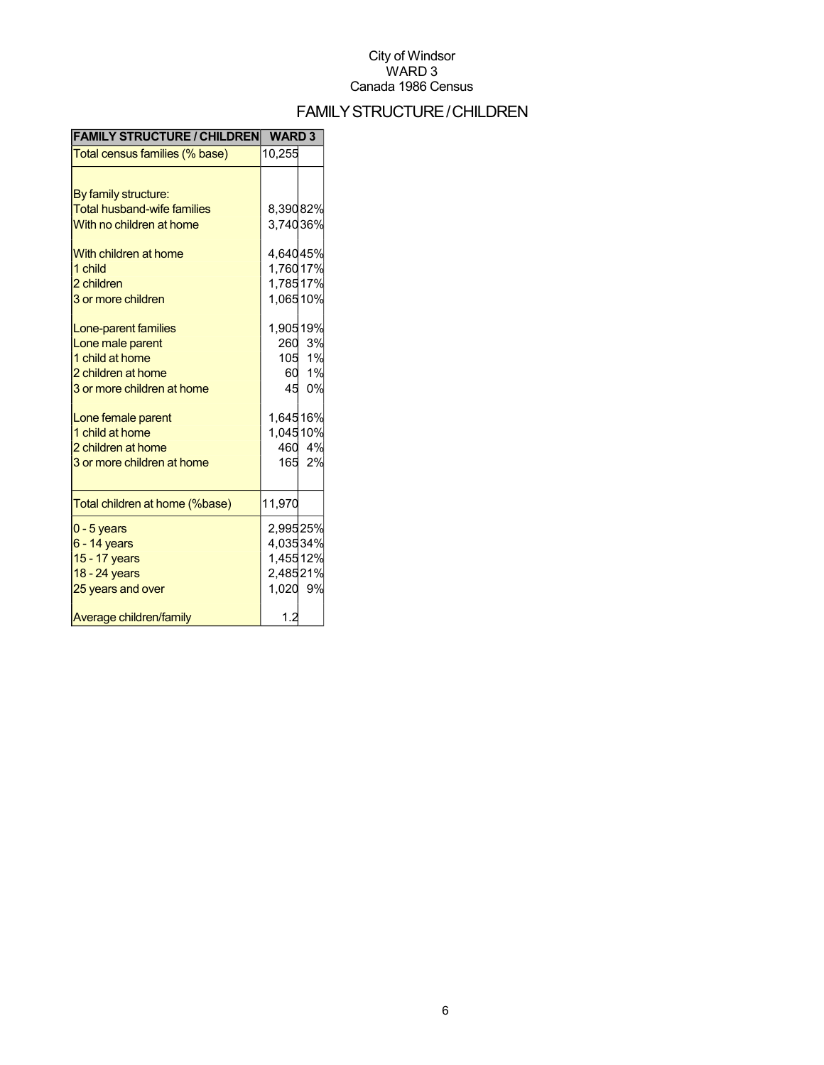City of Windsor
WARD 3
Canada 1986 Census

# FAMILY STRUCTURE / CHILDREN

| FAMILY STRUCTURE / CHILDREN | WARD 3 | |
|---|---|---|
| Total census families (% base) | 10,255 | |
| By family structure: | | |
| Total husband-wife families | 8,390 | 82% |
| With no children at home | 3,740 | 36% |
| With children at home | 4,640 | 45% |
| 1 child | 1,760 | 17% |
| 2 children | 1,785 | 17% |
| 3 or more children | 1,065 | 10% |
| Lone-parent families | 1,905 | 19% |
| Lone male parent | 260 | 3% |
| 1 child at home | 105 | 1% |
| 2 children at home | 60 | 1% |
| 3 or more children at home | 45 | 0% |
| Lone female parent | 1,645 | 16% |
| 1 child at home | 1,045 | 10% |
| 2 children at home | 460 | 4% |
| 3 or more children at home | 165 | 2% |
| Total children at home (%base) | 11,970 | |
| 0 - 5 years | 2,995 | 25% |
| 6 - 14 years | 4,035 | 34% |
| 15 - 17 years | 1,455 | 12% |
| 18 - 24 years | 2,485 | 21% |
| 25 years and over | 1,020 | 9% |
| Average children/family | 1.2 | |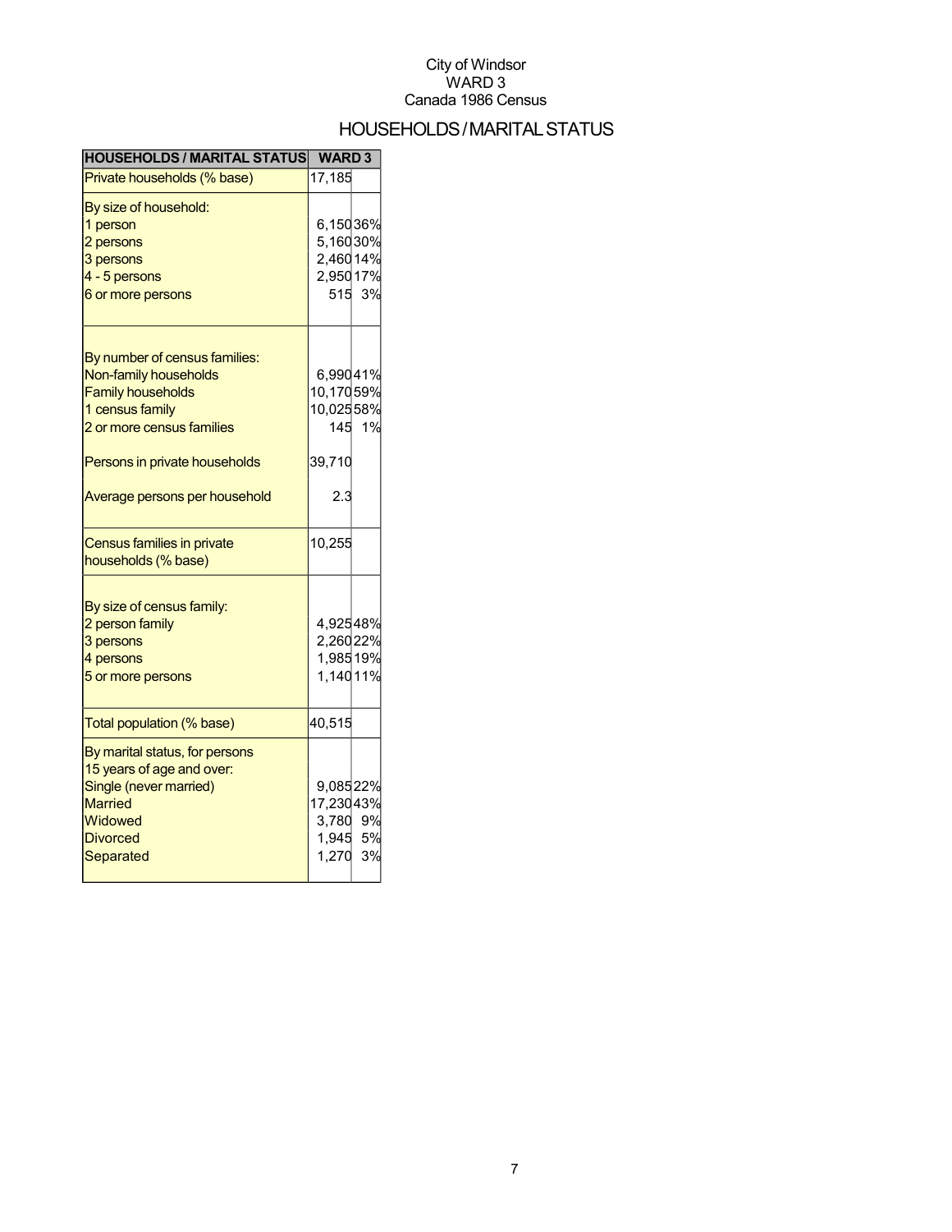City of Windsor
WARD 3
Canada 1986 Census

# HOUSEHOLDS / MARITAL STATUS

| HOUSEHOLDS / MARITAL STATUS | WARD 3 | |
|---|---|---|
| Private households (% base) | 17,185 | |
| By size of household: | | |
| 1 person | 6,150 | 36% |
| 2 persons | 5,160 | 30% |
| 3 persons | 2,460 | 14% |
| 4 - 5 persons | 2,950 | 17% |
| 6 or more persons | 515 | 3% |
| By number of census families: | | |
| Non-family households | 6,990 | 41% |
| Family households | 10,170 | 59% |
| 1 census family | 10,025 | 58% |
| 2 or more census families | 145 | 1% |
| Persons in private households | 39,710 | |
| Average persons per household | 2.3 | |
| Census families in private households (% base) | 10,255 | |
| By size of census family: | | |
| 2 person family | 4,925 | 48% |
| 3 persons | 2,260 | 22% |
| 4 persons | 1,985 | 19% |
| 5 or more persons | 1,140 | 11% |
| Total population (% base) | 40,515 | |
| By marital status, for persons 15 years of age and over: | | |
| Single (never married) | 9,085 | 22% |
| Married | 17,230 | 43% |
| Widowed | 3,780 | 9% |
| Divorced | 1,945 | 5% |
| Separated | 1,270 | 3% |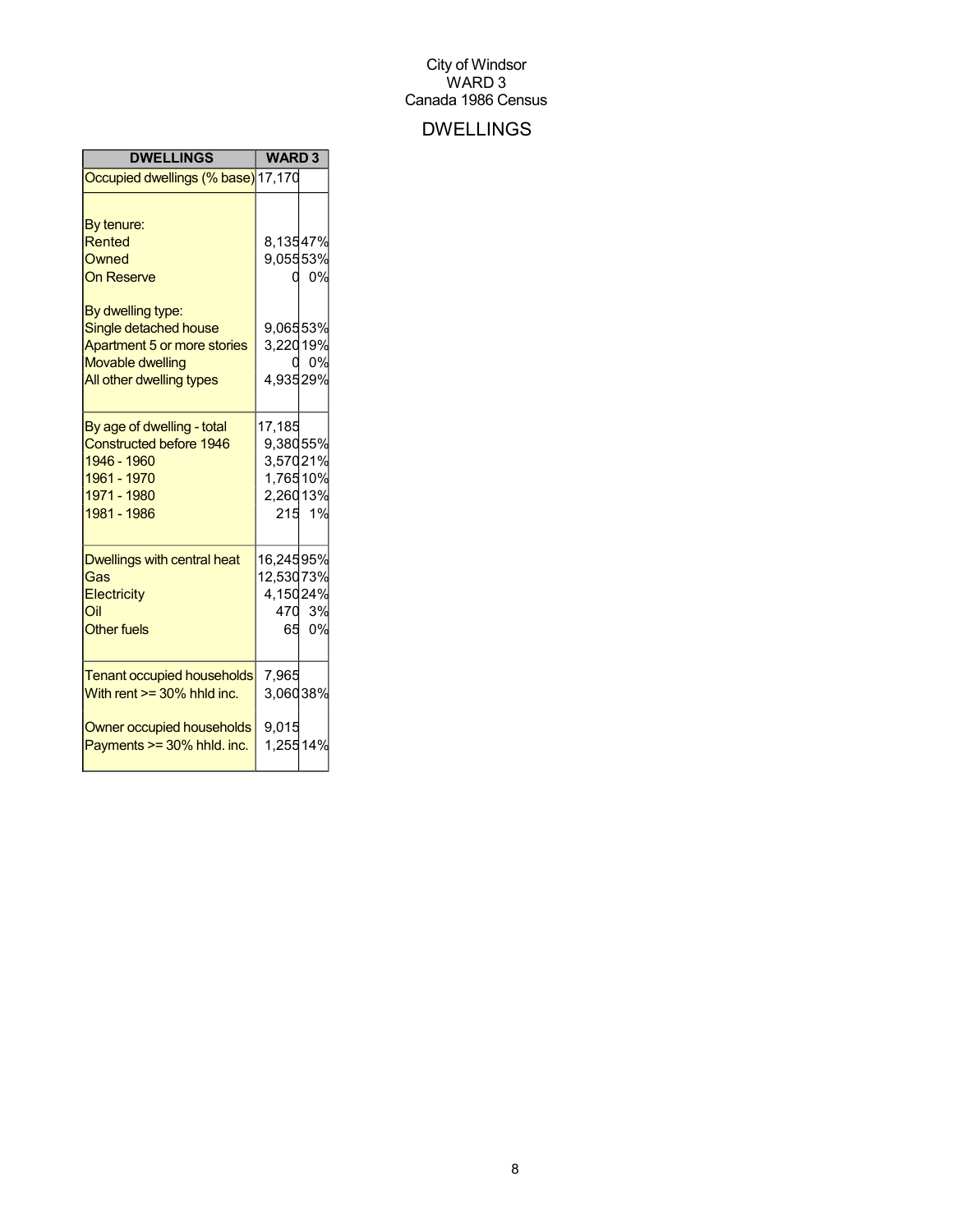City of Windsor
WARD 3
Canada 1986 Census

# DWELLINGS

| DWELLINGS | WARD 3 | |
|---|---|---|
| Occupied dwellings (% base) | 17,170 | |
| | | |
| By tenure: | | |
| Rented | 8,135 | 47% |
| Owned | 9,055 | 53% |
| On Reserve | 0 | 0% |
| | | |
| By dwelling type: | | |
| Single detached house | 9,065 | 53% |
| Apartment 5 or more stories | 3,220 | 19% |
| Movable dwelling | 0 | 0% |
| All other dwelling types | 4,935 | 29% |
| | | |
| By age of dwelling - total | 17,185 | |
| Constructed before 1946 | 9,380 | 55% |
| 1946 - 1960 | 3,570 | 21% |
| 1961 - 1970 | 1,765 | 10% |
| 1971 - 1980 | 2,260 | 13% |
| 1981 - 1986 | 215 | 1% |
| | | |
| Dwellings with central heat | 16,245 | 95% |
| Gas | 12,530 | 73% |
| Electricity | 4,150 | 24% |
| Oil | 470 | 3% |
| Other fuels | 65 | 0% |
| | | |
| Tenant occupied households | 7,965 | |
| With rent >= 30% hhld inc. | 3,060 | 38% |
| | | |
| Owner occupied households | 9,015 | |
| Payments >= 30% hhld. inc. | 1,255 | 14% |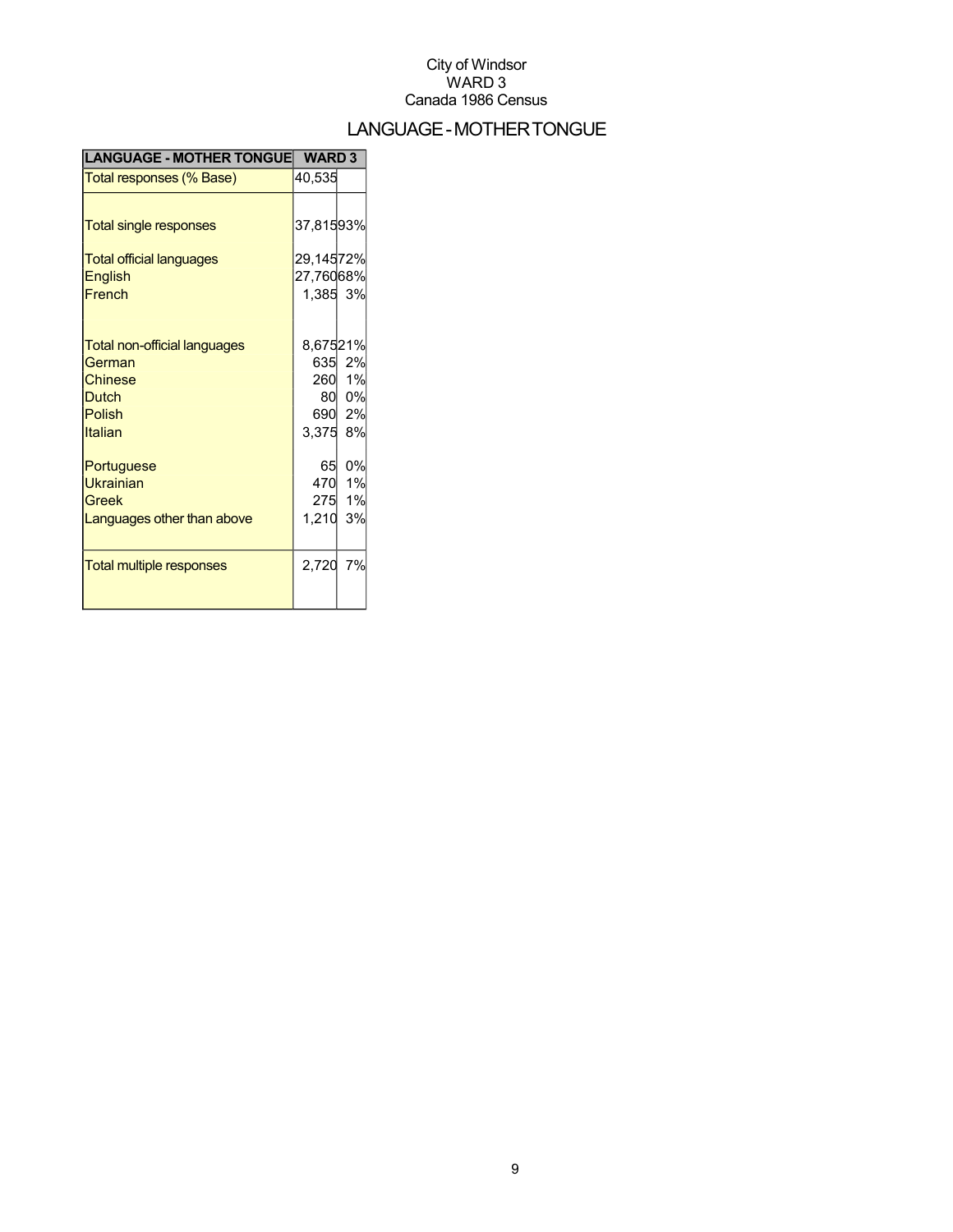# LANGUAGE - MOTHER TONGUE

| LANGUAGE - MOTHER TONGUE | WARD 3 | |
|---|---|---|
| Total responses (% Base) | 40,535 | |
| Total single responses | 37,815 | 93% |
| Total official languages | 29,145 | 72% |
| English | 27,760 | 68% |
| French | 1,385 | 3% |
| Total non-official languages | 8,675 | 21% |
| German | 635 | 2% |
| Chinese | 260 | 1% |
| Dutch | 80 | 0% |
| Polish | 690 | 2% |
| Italian | 3,375 | 8% |
| Portuguese | 65 | 0% |
| Ukrainian | 470 | 1% |
| Greek | 275 | 1% |
| Languages other than above | 1,210 | 3% |
| Total multiple responses | 2,720 | 7% |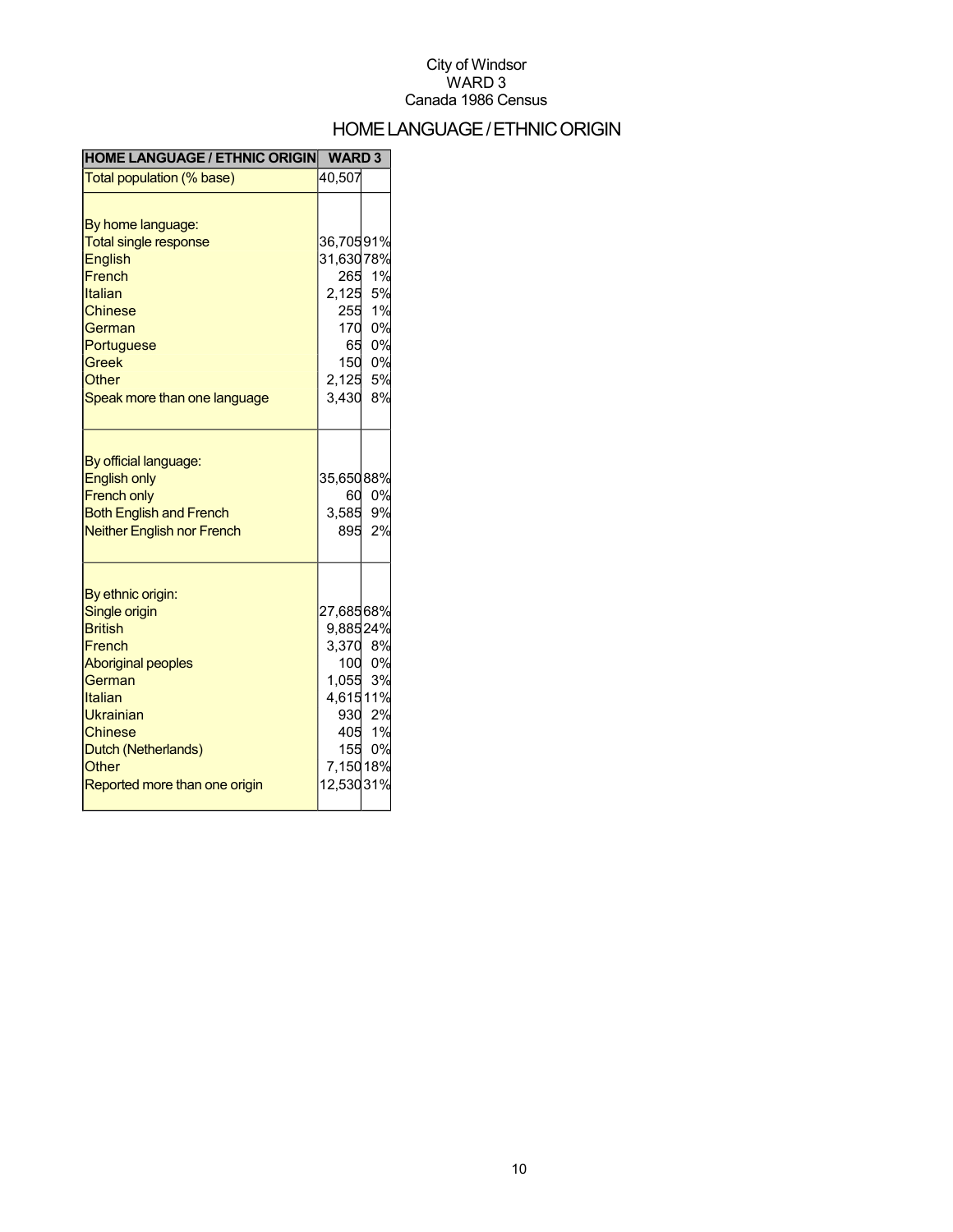City of Windsor
WARD 3
Canada 1986 Census

# HOME LANGUAGE / ETHNIC ORIGIN

| HOME LANGUAGE / ETHNIC ORIGIN | WARD 3 | |
|---|---|---|
| Total population (% base) | 40,507 | |
| | | |
| By home language: | | |
| Total single response | 36,705 | 91% |
| English | 31,630 | 78% |
| French | 265 | 1% |
| Italian | 2,125 | 5% |
| Chinese | 255 | 1% |
| German | 170 | 0% |
| Portuguese | 65 | 0% |
| Greek | 150 | 0% |
| Other | 2,125 | 5% |
| Speak more than one language | 3,430 | 8% |
| | | |
| By official language: | | |
| English only | 35,650 | 88% |
| French only | 60 | 0% |
| Both English and French | 3,585 | 9% |
| Neither English nor French | 895 | 2% |
| | | |
| By ethnic origin: | | |
| Single origin | 27,685 | 68% |
| British | 9,885 | 24% |
| French | 3,370 | 8% |
| Aboriginal peoples | 100 | 0% |
| German | 1,055 | 3% |
| Italian | 4,615 | 11% |
| Ukrainian | 930 | 2% |
| Chinese | 405 | 1% |
| Dutch (Netherlands) | 155 | 0% |
| Other | 7,150 | 18% |
| Reported more than one origin | 12,530 | 31% |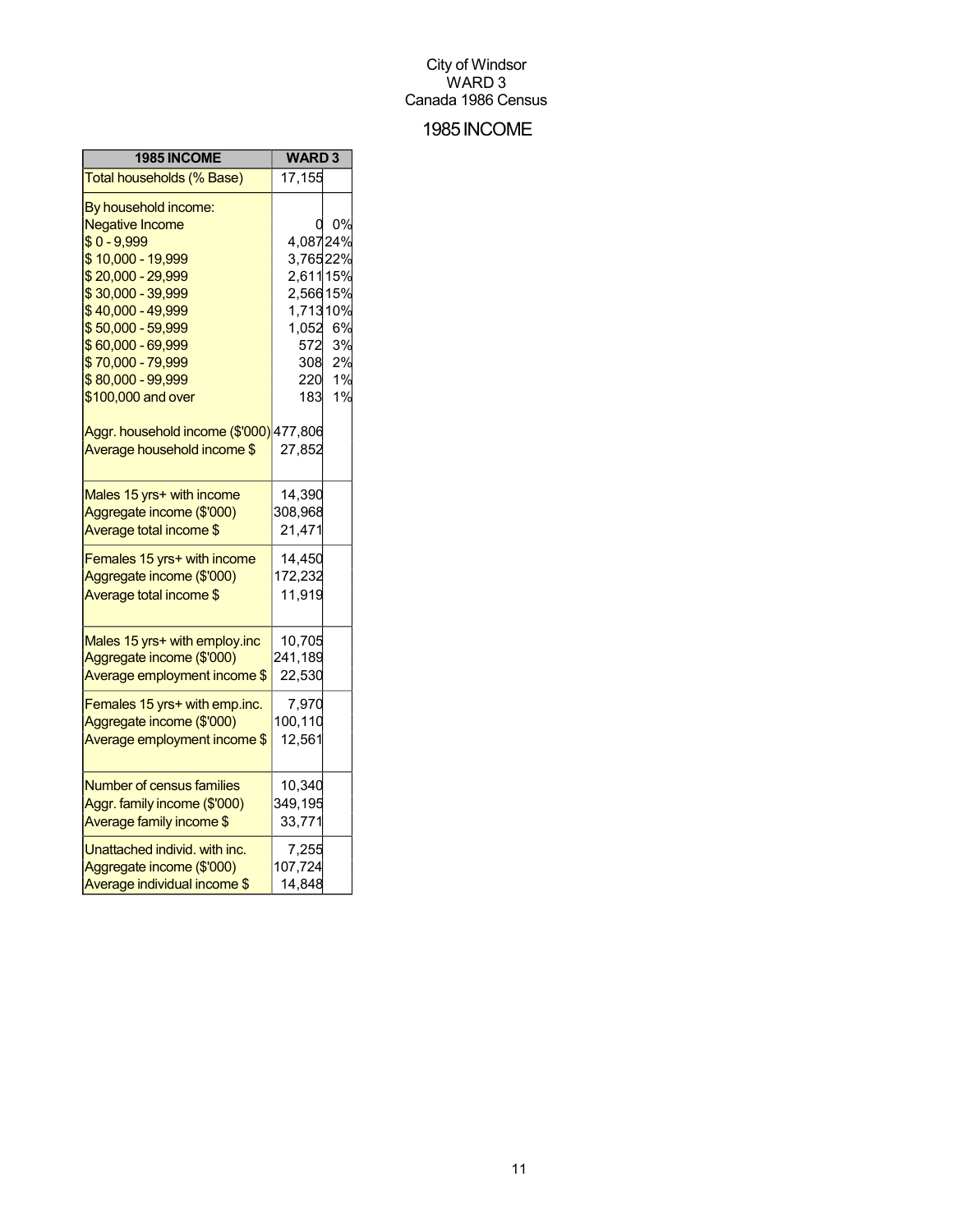City of Windsor
WARD 3
Canada 1986 Census

# 1985 INCOME

| 1985 INCOME | WARD 3 | |
|---|---|---|
| Total households (% Base) | 17,155 | |
| By household income: | | |
| Negative Income | 0 | 0% |
| $ 0 - 9,999 | 4,087 | 24% |
| $ 10,000 - 19,999 | 3,765 | 22% |
| $ 20,000 - 29,999 | 2,611 | 15% |
| $ 30,000 - 39,999 | 2,566 | 15% |
| $ 40,000 - 49,999 | 1,713 | 10% |
| $ 50,000 - 59,999 | 1,052 | 6% |
| $ 60,000 - 69,999 | 572 | 3% |
| $ 70,000 - 79,999 | 308 | 2% |
| $ 80,000 - 99,999 | 220 | 1% |
| $100,000 and over | 183 | 1% |
| Aggr. household income ($'000) | 477,806 | |
| Average household income $ | 27,852 | |
| Males 15 yrs+ with income | 14,390 | |
| Aggregate income ($'000) | 308,968 | |
| Average total income $ | 21,471 | |
| Females 15 yrs+ with income | 14,450 | |
| Aggregate income ($'000) | 172,232 | |
| Average total income $ | 11,919 | |
| Males 15 yrs+ with employ.inc | 10,705 | |
| Aggregate income ($'000) | 241,189 | |
| Average employment income $ | 22,530 | |
| Females 15 yrs+ with emp.inc. | 7,970 | |
| Aggregate income ($'000) | 100,110 | |
| Average employment income $ | 12,561 | |
| Number of census families | 10,340 | |
| Aggr. family income ($'000) | 349,195 | |
| Average family income $ | 33,771 | |
| Unattached individ. with inc. | 7,255 | |
| Aggregate income ($'000) | 107,724 | |
| Average individual income $ | 14,848 | |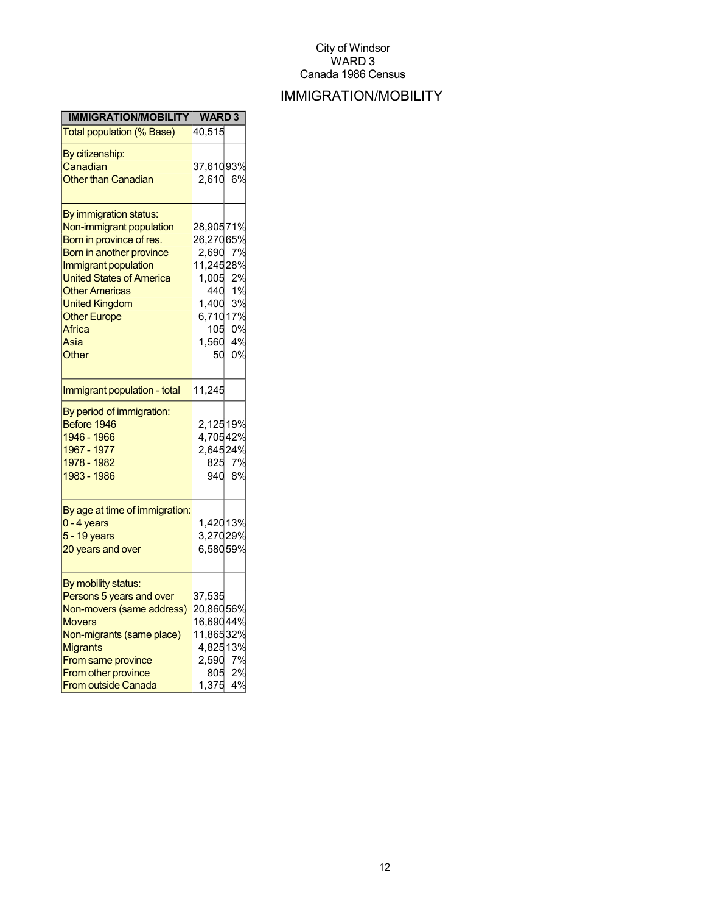City of Windsor
WARD 3
Canada 1986 Census

# IMMIGRATION/MOBILITY

| IMMIGRATION/MOBILITY | WARD 3 | |
|---|---|---|
| Total population (% Base) | 40,515 | |
| By citizenship: | | |
| Canadian | 37,610 | 93% |
| Other than Canadian | 2,610 | 6% |
| By immigration status: | | |
| Non-immigrant population | 28,905 | 71% |
| Born in province of res. | 26,270 | 65% |
| Born in another province | 2,690 | 7% |
| Immigrant population | 11,245 | 28% |
| United States of America | 1,005 | 2% |
| Other Americas | 440 | 1% |
| United Kingdom | 1,400 | 3% |
| Other Europe | 6,710 | 17% |
| Africa | 105 | 0% |
| Asia | 1,560 | 4% |
| Other | 50 | 0% |
| Immigrant population - total | 11,245 | |
| By period of immigration: | | |
| Before 1946 | 2,125 | 19% |
| 1946 - 1966 | 4,705 | 42% |
| 1967 - 1977 | 2,645 | 24% |
| 1978 - 1982 | 825 | 7% |
| 1983 - 1986 | 940 | 8% |
| By age at time of immigration: | | |
| 0 - 4 years | 1,420 | 13% |
| 5 - 19 years | 3,270 | 29% |
| 20 years and over | 6,580 | 59% |
| By mobility status: | | |
| Persons 5 years and over | 37,535 | |
| Non-movers (same address) | 20,860 | 56% |
| Movers | 16,690 | 44% |
| Non-migrants (same place) | 11,865 | 32% |
| Migrants | 4,825 | 13% |
| From same province | 2,590 | 7% |
| From other province | 805 | 2% |
| From outside Canada | 1,375 | 4% |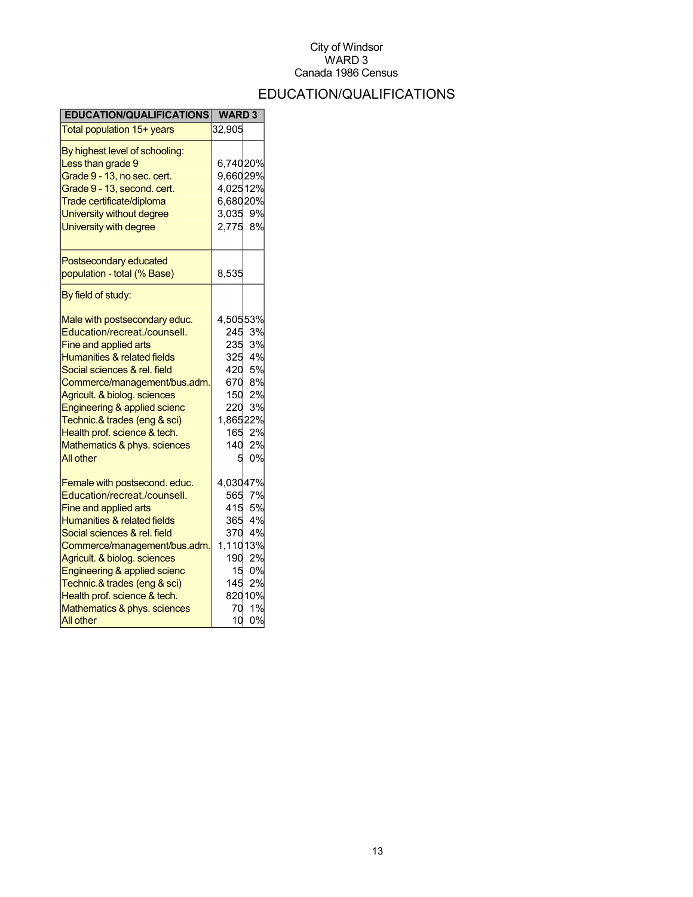City of Windsor
WARD 3
Canada 1986 Census

# EDUCATION/QUALIFICATIONS

| EDUCATION/QUALIFICATIONS | WARD 3 | |
|---|---|---|
| Total population 15+ years | 32,905 | |
| By highest level of schooling: | | |
| Less than grade 9 | 6,740 | 20% |
| Grade 9 - 13, no sec. cert. | 9,660 | 29% |
| Grade 9 - 13, second. cert. | 4,025 | 12% |
| Trade certificate/diploma | 6,680 | 20% |
| University without degree | 3,035 | 9% |
| University with degree | 2,775 | 8% |
| Postsecondary educated population - total (% Base) | 8,535 | |
| By field of study: | | |
| Male with postsecondary educ. | 4,505 | 53% |
| Education/recreat./counsell. | 245 | 3% |
| Fine and applied arts | 235 | 3% |
| Humanities & related fields | 325 | 4% |
| Social sciences & rel. field | 420 | 5% |
| Commerce/management/bus.adm. | 670 | 8% |
| Agricult. & biolog. sciences | 150 | 2% |
| Engineering & applied scienc | 220 | 3% |
| Technic.& trades (eng & sci) | 1,865 | 22% |
| Health prof. science & tech. | 165 | 2% |
| Mathematics & phys. sciences | 140 | 2% |
| All other | 5 | 0% |
| Female with postsecond. educ. | 4,030 | 47% |
| Education/recreat./counsell. | 565 | 7% |
| Fine and applied arts | 415 | 5% |
| Humanities & related fields | 365 | 4% |
| Social sciences & rel. field | 370 | 4% |
| Commerce/management/bus.adm. | 1,110 | 13% |
| Agricult. & biolog. sciences | 190 | 2% |
| Engineering & applied scienc | 15 | 0% |
| Technic.& trades (eng & sci) | 145 | 2% |
| Health prof. science & tech. | 820 | 10% |
| Mathematics & phys. sciences | 70 | 1% |
| All other | 10 | 0% |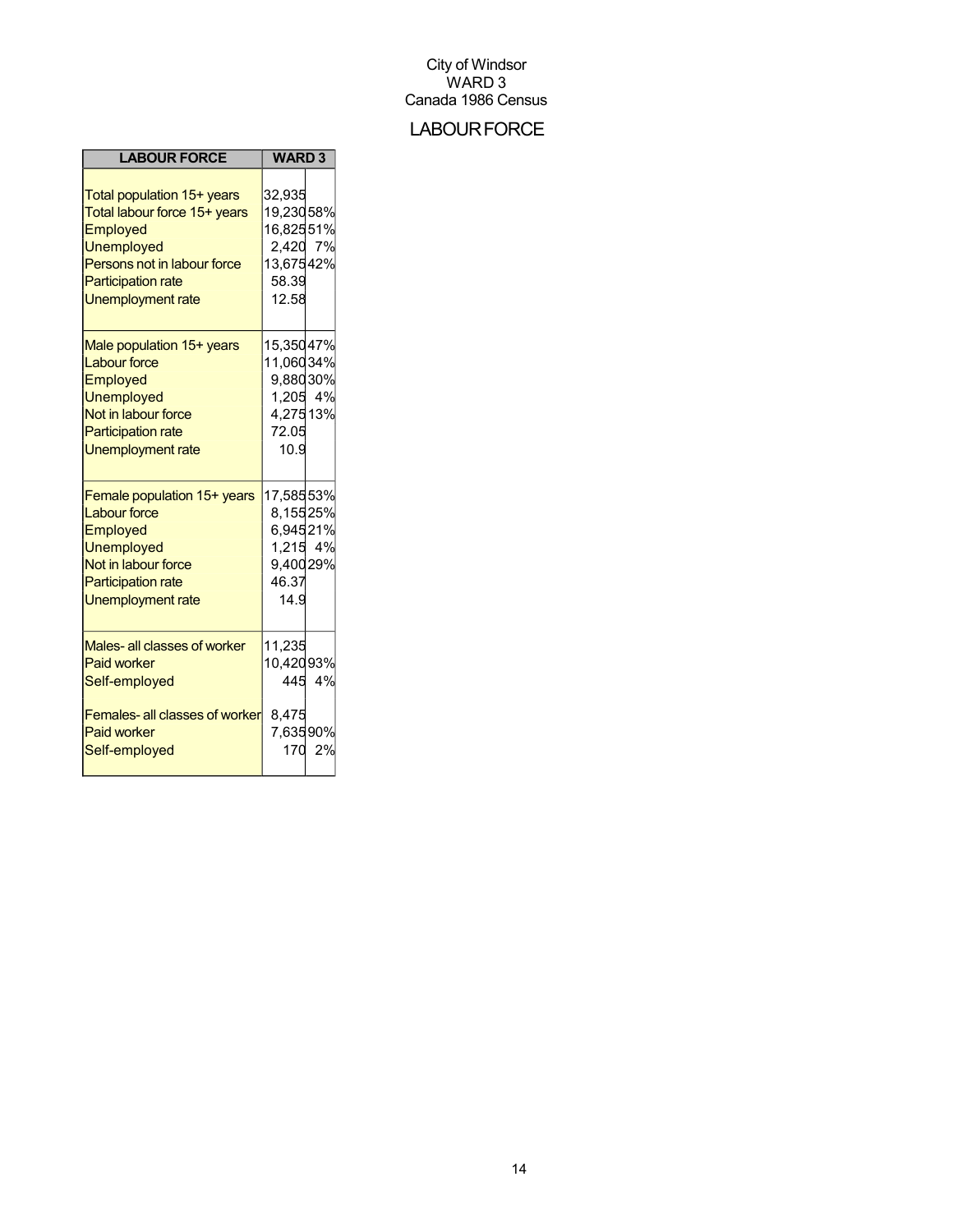City of Windsor
WARD 3
Canada 1986 Census

# LABOUR FORCE

| LABOUR FORCE | WARD 3 | |
|---|---|---|
| Total population 15+ years | 32,935 | |
| Total labour force 15+ years | 19,230 | 58% |
| Employed | 16,825 | 51% |
| Unemployed | 2,420 | 7% |
| Persons not in labour force | 13,675 | 42% |
| Participation rate | 58.39 | |
| Unemployment rate | 12.58 | |
| Male population 15+ years | 15,350 | 47% |
| Labour force | 11,060 | 34% |
| Employed | 9,880 | 30% |
| Unemployed | 1,205 | 4% |
| Not in labour force | 4,275 | 13% |
| Participation rate | 72.05 | |
| Unemployment rate | 10.9 | |
| Female population 15+ years | 17,585 | 53% |
| Labour force | 8,155 | 25% |
| Employed | 6,945 | 21% |
| Unemployed | 1,215 | 4% |
| Not in labour force | 9,400 | 29% |
| Participation rate | 46.37 | |
| Unemployment rate | 14.9 | |
| Males- all classes of worker | 11,235 | |
| Paid worker | 10,420 | 93% |
| Self-employed | 445 | 4% |
| Females- all classes of worker | 8,475 | |
| Paid worker | 7,635 | 90% |
| Self-employed | 170 | 2% |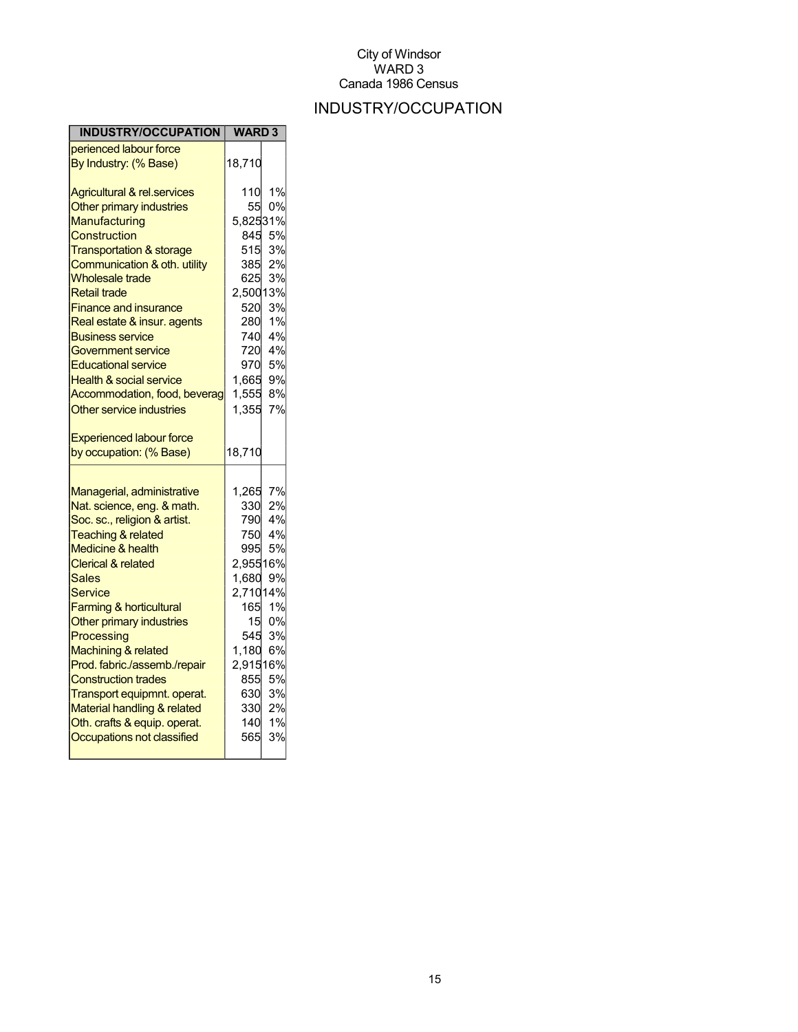City of Windsor
WARD 3
Canada 1986 Census

# INDUSTRY/OCCUPATION

| INDUSTRY/OCCUPATION | WARD 3 | |
|---|---|---|
| perienced labour force By Industry: (% Base) | 18,710 | |
| Agricultural & rel.services | 110 | 1% |
| Other primary industries | 55 | 0% |
| Manufacturing | 5,825 | 31% |
| Construction | 845 | 5% |
| Transportation & storage | 515 | 3% |
| Communication & oth. utility | 385 | 2% |
| Wholesale trade | 625 | 3% |
| Retail trade | 2,500 | 13% |
| Finance and insurance | 520 | 3% |
| Real estate & insur. agents | 280 | 1% |
| Business service | 740 | 4% |
| Government service | 720 | 4% |
| Educational service | 970 | 5% |
| Health & social service | 1,665 | 9% |
| Accommodation, food, beverag | 1,555 | 8% |
| Other service industries | 1,355 | 7% |
| Experienced labour force by occupation: (% Base) | 18,710 | |
| Managerial, administrative | 1,265 | 7% |
| Nat. science, eng. & math. | 330 | 2% |
| Soc. sc., religion & artist. | 790 | 4% |
| Teaching & related | 750 | 4% |
| Medicine & health | 995 | 5% |
| Clerical & related | 2,955 | 16% |
| Sales | 1,680 | 9% |
| Service | 2,710 | 14% |
| Farming & horticultural | 165 | 1% |
| Other primary industries | 15 | 0% |
| Processing | 545 | 3% |
| Machining & related | 1,180 | 6% |
| Prod. fabric./assemb./repair | 2,915 | 16% |
| Construction trades | 855 | 5% |
| Transport equipmnt. operat. | 630 | 3% |
| Material handling & related | 330 | 2% |
| Oth. crafts & equip. operat. | 140 | 1% |
| Occupations not classified | 565 | 3% |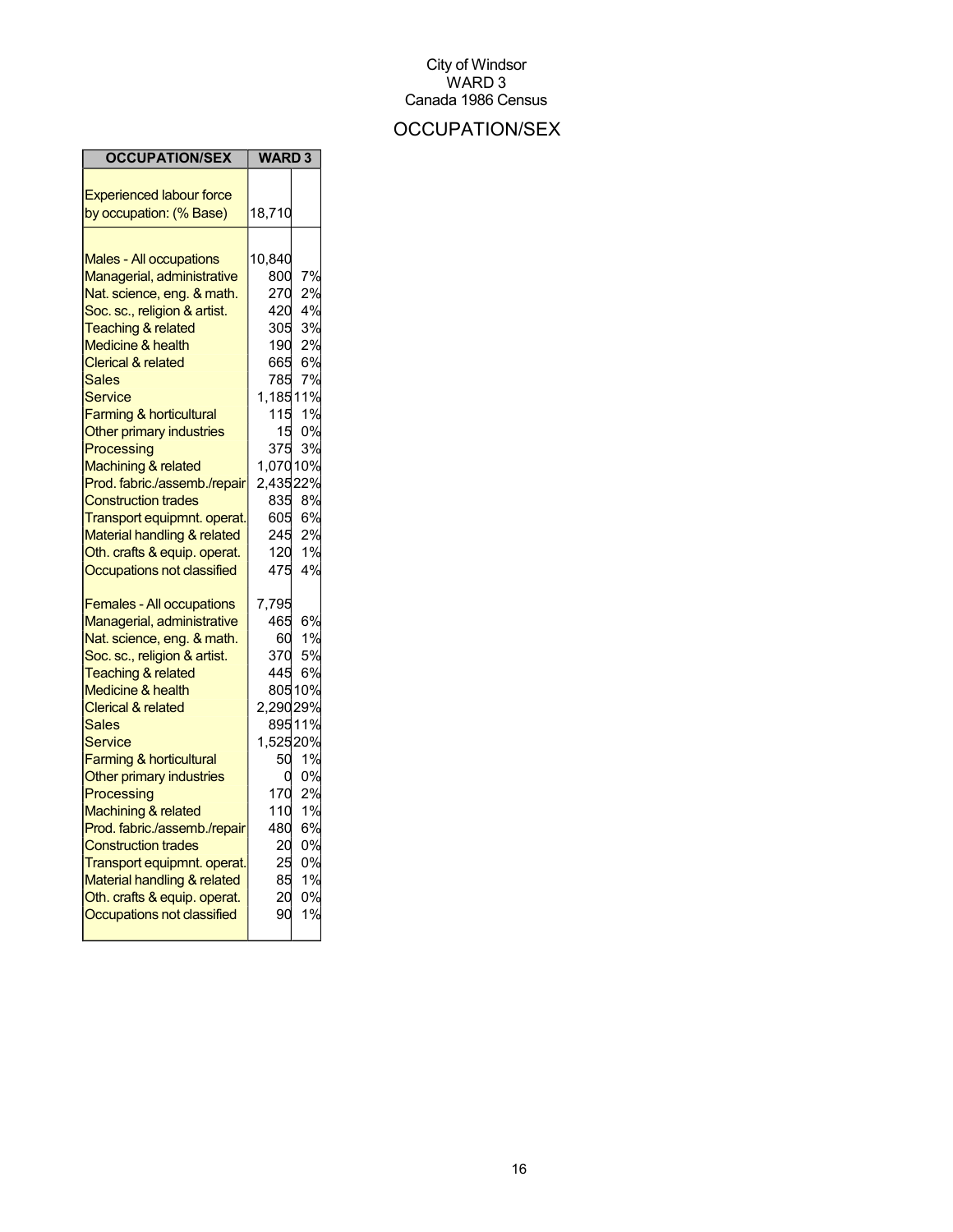City of Windsor
WARD 3
Canada 1986 Census

# OCCUPATION/SEX

| OCCUPATION/SEX | WARD 3 | |
|---|---|---|
| Experienced labour force by occupation: (% Base) | 18,710 | |
| Males - All occupations | 10,840 | |
| Managerial, administrative | 800 | 7% |
| Nat. science, eng. & math. | 270 | 2% |
| Soc. sc., religion & artist. | 420 | 4% |
| Teaching & related | 305 | 3% |
| Medicine & health | 190 | 2% |
| Clerical & related | 665 | 6% |
| Sales | 785 | 7% |
| Service | 1,185 | 11% |
| Farming & horticultural | 115 | 1% |
| Other primary industries | 15 | 0% |
| Processing | 375 | 3% |
| Machining & related | 1,070 | 10% |
| Prod. fabric./assemb./repair | 2,435 | 22% |
| Construction trades | 835 | 8% |
| Transport equipmnt. operat. | 605 | 6% |
| Material handling & related | 245 | 2% |
| Oth. crafts & equip. operat. | 120 | 1% |
| Occupations not classified | 475 | 4% |
| Females - All occupations | 7,795 | |
| Managerial, administrative | 465 | 6% |
| Nat. science, eng. & math. | 60 | 1% |
| Soc. sc., religion & artist. | 370 | 5% |
| Teaching & related | 445 | 6% |
| Medicine & health | 805 | 10% |
| Clerical & related | 2,290 | 29% |
| Sales | 895 | 11% |
| Service | 1,525 | 20% |
| Farming & horticultural | 50 | 1% |
| Other primary industries | 0 | 0% |
| Processing | 170 | 2% |
| Machining & related | 110 | 1% |
| Prod. fabric./assemb./repair | 480 | 6% |
| Construction trades | 20 | 0% |
| Transport equipmnt. operat. | 25 | 0% |
| Material handling & related | 85 | 1% |
| Oth. crafts & equip. operat. | 20 | 0% |
| Occupations not classified | 90 | 1% |